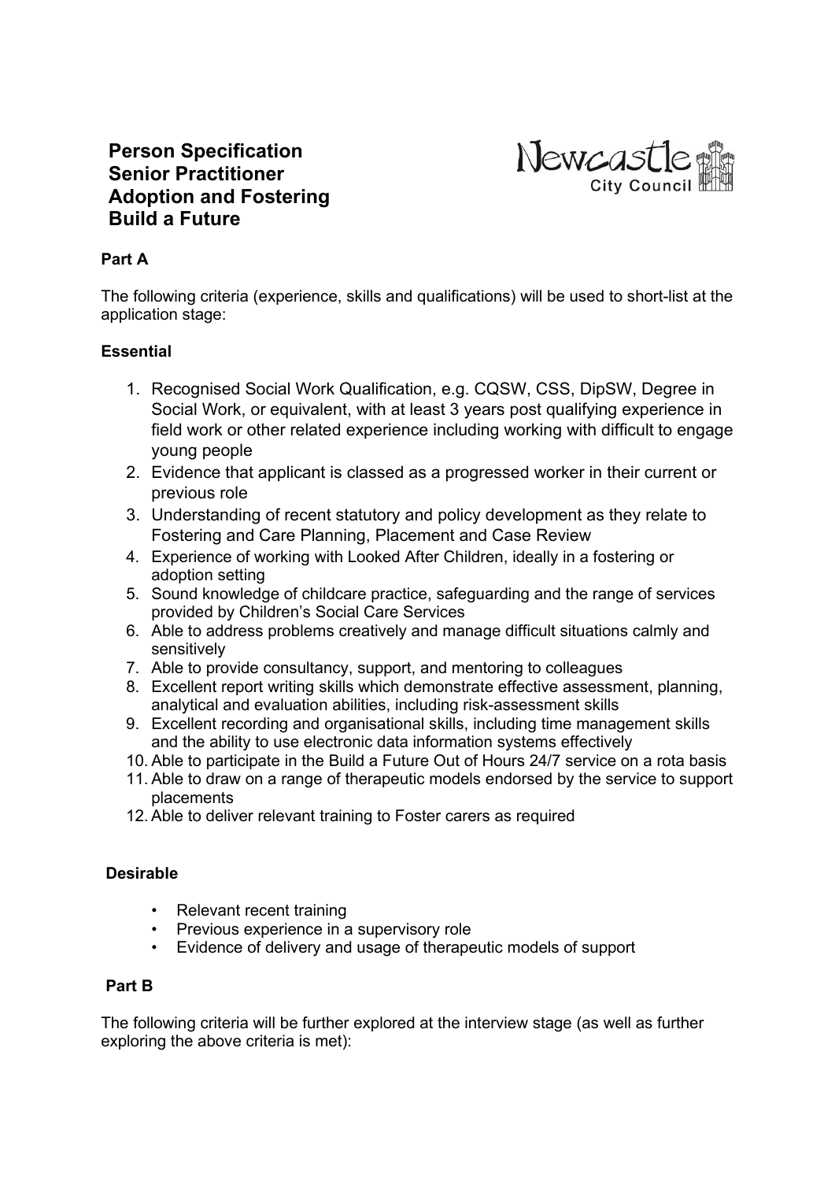# Person Specification
# Senior Practitioner
# Adoption and Fostering
# Build a Future

Newcastle City Council

## Part A

The following criteria (experience, skills and qualifications) will be used to short-list at the application stage:

### Essential

1. Recognised Social Work Qualification, e.g. CQSW, CSS, DipSW, Degree in Social Work, or equivalent, with at least 3 years post qualifying experience in field work or other related experience including working with difficult to engage young people
2. Evidence that applicant is classed as a progressed worker in their current or previous role
3. Understanding of recent statutory and policy development as they relate to Fostering and Care Planning, Placement and Case Review
4. Experience of working with Looked After Children, ideally in a fostering or adoption setting
5. Sound knowledge of childcare practice, safeguarding and the range of services provided by Children's Social Care Services
6. Able to address problems creatively and manage difficult situations calmly and sensitively
7. Able to provide consultancy, support, and mentoring to colleagues
8. Excellent report writing skills which demonstrate effective assessment, planning, analytical and evaluation abilities, including risk-assessment skills
9. Excellent recording and organisational skills, including time management skills and the ability to use electronic data information systems effectively
10. Able to participate in the Build a Future Out of Hours 24/7 service on a rota basis
11. Able to draw on a range of therapeutic models endorsed by the service to support placements
12. Able to deliver relevant training to Foster carers as required

### Desirable

- Relevant recent training
- Previous experience in a supervisory role
- Evidence of delivery and usage of therapeutic models of support

## Part B

The following criteria will be further explored at the interview stage (as well as further exploring the above criteria is met):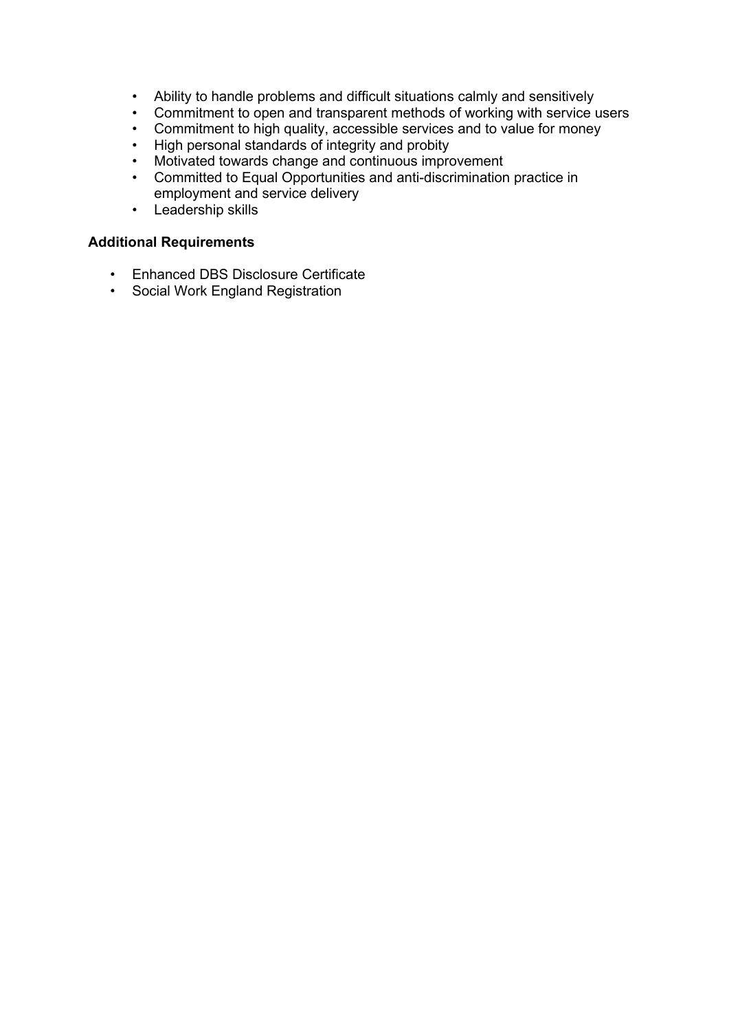- Ability to handle problems and difficult situations calmly and sensitively
- Commitment to open and transparent methods of working with service users
- Commitment to high quality, accessible services and to value for money
- High personal standards of integrity and probity
- Motivated towards change and continuous improvement
- Committed to Equal Opportunities and anti-discrimination practice in employment and service delivery
- Leadership skills

**Additional Requirements**

- Enhanced DBS Disclosure Certificate
- Social Work England Registration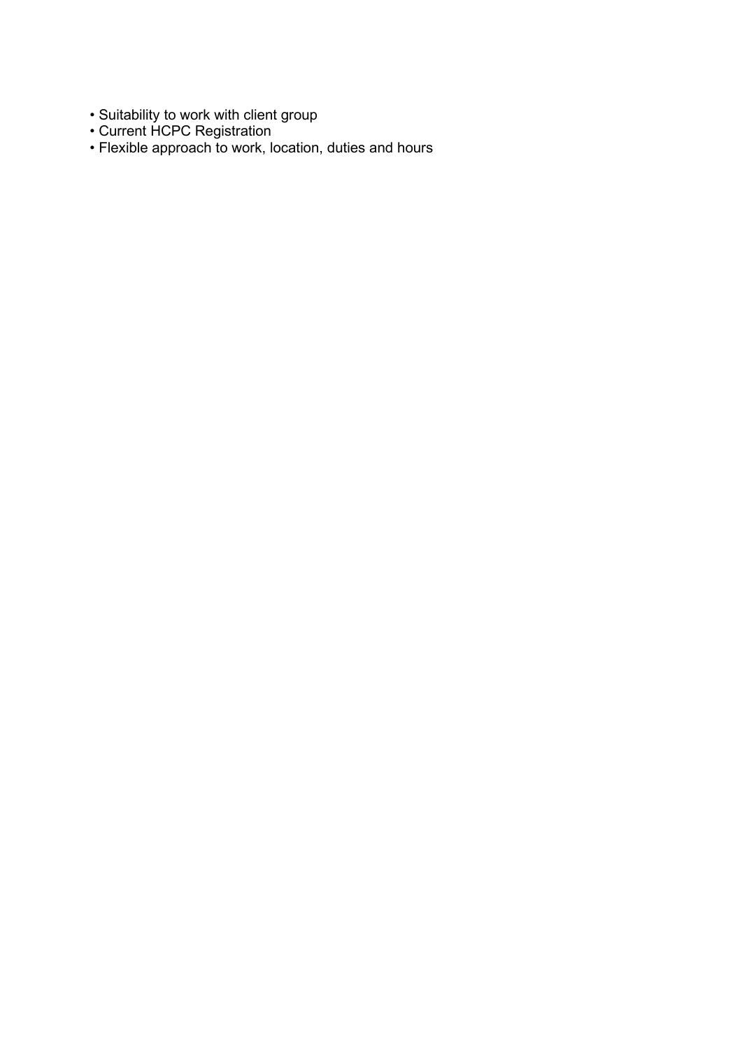- Suitability to work with client group
- Current HCPC Registration
- Flexible approach to work, location, duties and hours